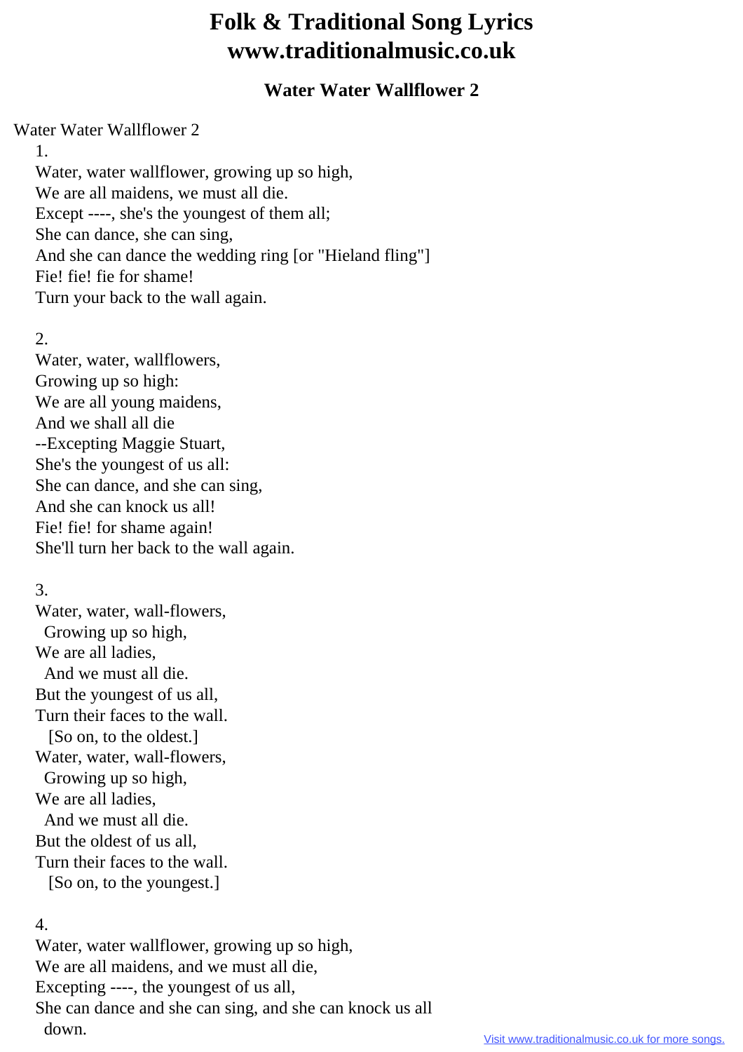# Folk & Traditional Song Lyrics
# www.traditionalmusic.co.uk

### Water Water Wallflower 2

Water Water Wallflower 2

1.
Water, water wallflower, growing up so high,
We are all maidens, we must all die.
Except ----, she's the youngest of them all;
She can dance, she can sing,
And she can dance the wedding ring [or "Hieland fling"]
Fie! fie! fie for shame!
Turn your back to the wall again.

2.
Water, water, wallflowers,
Growing up so high:
We are all young maidens,
And we shall all die
--Excepting Maggie Stuart,
She's the youngest of us all:
She can dance, and she can sing,
And she can knock us all!
Fie! fie! for shame again!
She'll turn her back to the wall again.

3.
Water, water, wall-flowers,
Growing up so high,
We are all ladies,
And we must all die.
But the youngest of us all,
Turn their faces to the wall.
[So on, to the oldest.]
Water, water, wall-flowers,
Growing up so high,
We are all ladies,
And we must all die.
But the oldest of us all,
Turn their faces to the wall.
[So on, to the youngest.]

4.
Water, water wallflower, growing up so high,
We are all maidens, and we must all die,
Excepting ----, the youngest of us all,
She can dance and she can sing, and she can knock us all
down.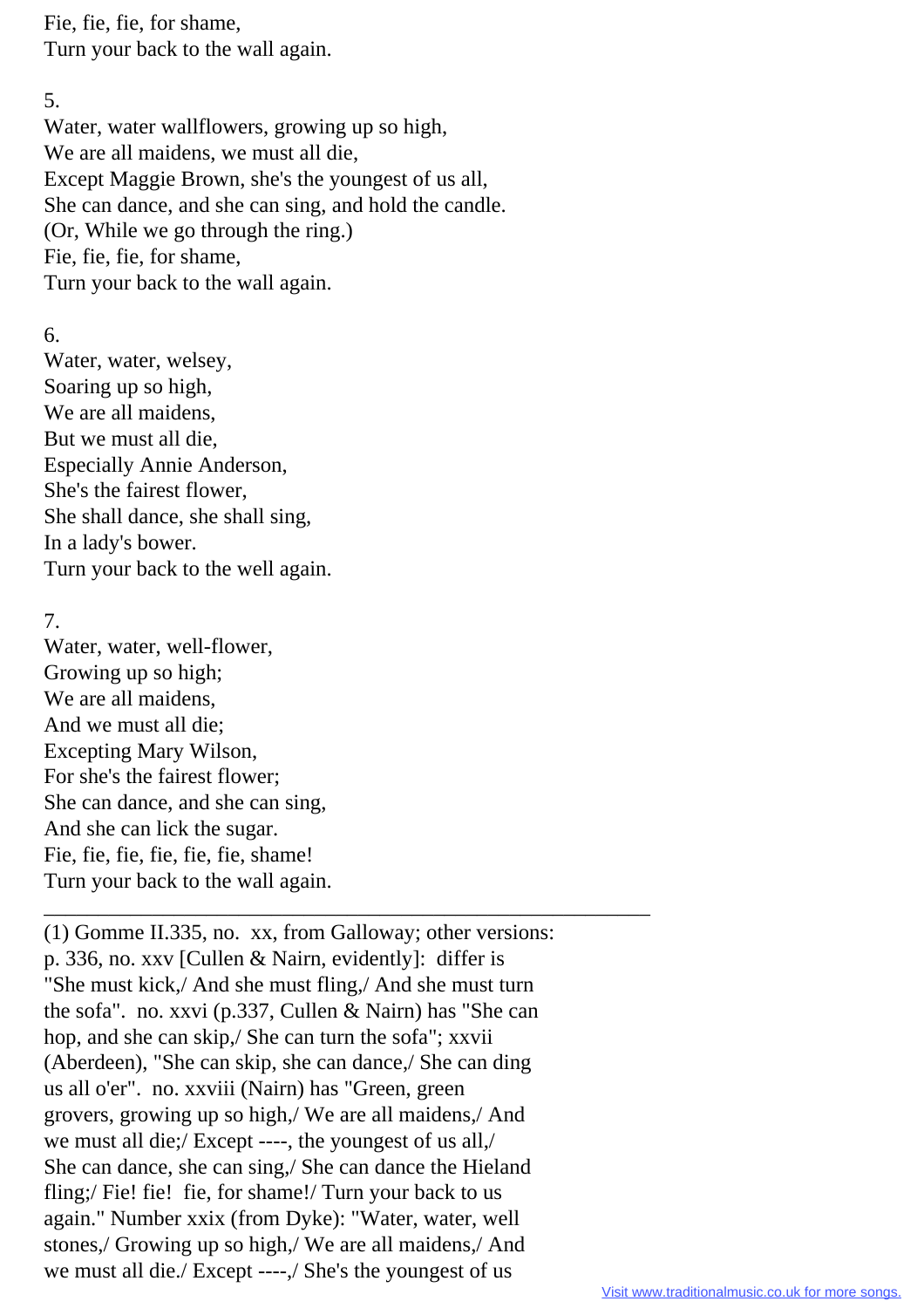Fie, fie, fie, for shame,
Turn your back to the wall again.

5.
Water, water wallflowers, growing up so high,
We are all maidens, we must all die,
Except Maggie Brown, she's the youngest of us all,
She can dance, and she can sing, and hold the candle.
(Or, While we go through the ring.)
Fie, fie, fie, for shame,
Turn your back to the wall again.

6.
Water, water, welsey,
Soaring up so high,
We are all maidens,
But we must all die,
Especially Annie Anderson,
She's the fairest flower,
She shall dance, she shall sing,
In a lady's bower.
Turn your back to the well again.

7.
Water, water, well-flower,
Growing up so high;
We are all maidens,
And we must all die;
Excepting Mary Wilson,
For she's the fairest flower;
She can dance, and she can sing,
And she can lick the sugar.
Fie, fie, fie, fie, fie, fie, shame!
Turn your back to the wall again.

---

(1) Gomme II.335, no. xx, from Galloway; other versions: p. 336, no. xxv [Cullen & Nairn, evidently]: differ is "She must kick,/ And she must fling,/ And she must turn the sofa". no. xxvi (p.337, Cullen & Nairn) has "She can hop, and she can skip,/ She can turn the sofa"; xxvii (Aberdeen), "She can skip, she can dance,/ She can ding us all o'er". no. xxviii (Nairn) has "Green, green grovers, growing up so high,/ We are all maidens,/ And we must all die;/ Except ----, the youngest of us all,/ She can dance, she can sing,/ She can dance the Hieland fling;/ Fie! fie! fie, for shame!/ Turn your back to us again." Number xxix (from Dyke): "Water, water, well stones,/ Growing up so high,/ We are all maidens,/ And we must all die./ Except ----,/ She's the youngest of us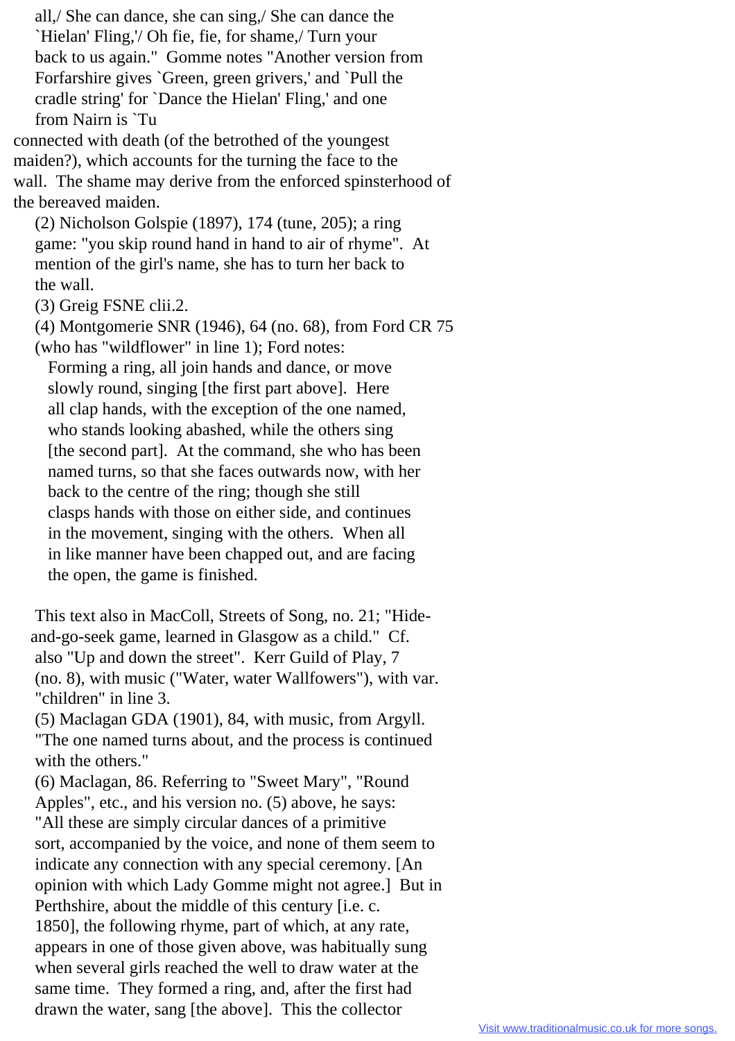all,/ She can dance, she can sing,/ She can dance the `Hielan' Fling,'/ Oh fie, fie, for shame,/ Turn your back to us again." Gomme notes "Another version from Forfarshire gives `Green, green grivers,' and `Pull the cradle string' for `Dance the Hielan' Fling,' and one from Nairn is `Tu

connected with death (of the betrothed of the youngest maiden?), which accounts for the turning the face to the wall. The shame may derive from the enforced spinsterhood of the bereaved maiden.

(2) Nicholson Golspie (1897), 174 (tune, 205); a ring game: "you skip round hand in hand to air of rhyme". At mention of the girl's name, she has to turn her back to the wall.

(3) Greig FSNE clii.2.

(4) Montgomerie SNR (1946), 64 (no. 68), from Ford CR 75 (who has "wildflower" in line 1); Ford notes:

> Forming a ring, all join hands and dance, or move slowly round, singing [the first part above]. Here all clap hands, with the exception of the one named, who stands looking abashed, while the others sing [the second part]. At the command, she who has been named turns, so that she faces outwards now, with her back to the centre of the ring; though she still clasps hands with those on either side, and continues in the movement, singing with the others. When all in like manner have been chapped out, and are facing the open, the game is finished.

This text also in MacColl, Streets of Song, no. 21; "Hide-and-go-seek game, learned in Glasgow as a child." Cf. also "Up and down the street". Kerr Guild of Play, 7 (no. 8), with music ("Water, water Wallfowers"), with var. "children" in line 3.

(5) Maclagan GDA (1901), 84, with music, from Argyll. "The one named turns about, and the process is continued with the others."

(6) Maclagan, 86. Referring to "Sweet Mary", "Round Apples", etc., and his version no. (5) above, he says: "All these are simply circular dances of a primitive sort, accompanied by the voice, and none of them seem to indicate any connection with any special ceremony. [An opinion with which Lady Gomme might not agree.] But in Perthshire, about the middle of this century [i.e. c. 1850], the following rhyme, part of which, at any rate, appears in one of those given above, was habitually sung when several girls reached the well to draw water at the same time. They formed a ring, and, after the first had drawn the water, sang [the above]. This the collector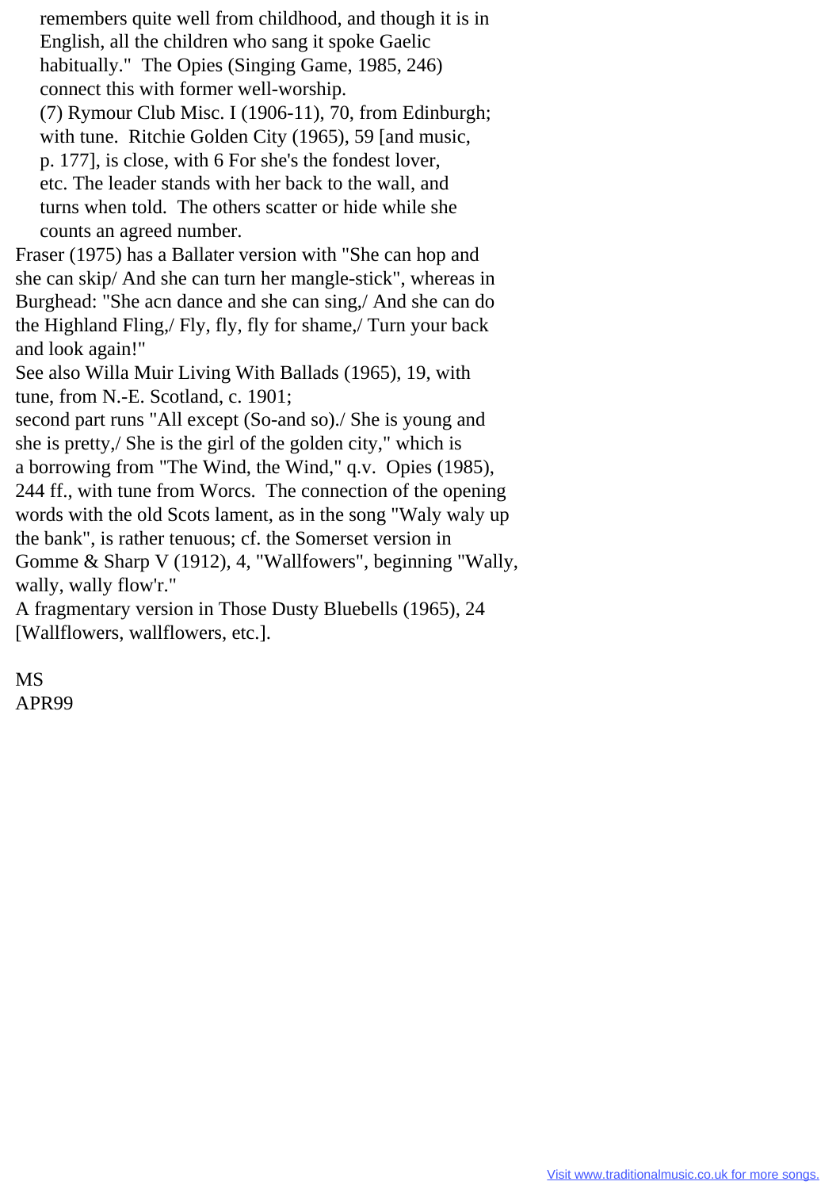remembers quite well from childhood, and though it is in English, all the children who sang it spoke Gaelic habitually." The Opies (Singing Game, 1985, 246) connect this with former well-worship.

(7) Rymour Club Misc. I (1906-11), 70, from Edinburgh; with tune. Ritchie Golden City (1965), 59 [and music, p. 177], is close, with 6 For she's the fondest lover, etc. The leader stands with her back to the wall, and turns when told. The others scatter or hide while she counts an agreed number.

Fraser (1975) has a Ballater version with "She can hop and she can skip/ And she can turn her mangle-stick", whereas in Burghead: "She acn dance and she can sing,/ And she can do the Highland Fling,/ Fly, fly, fly for shame,/ Turn your back and look again!"

See also Willa Muir Living With Ballads (1965), 19, with tune, from N.-E. Scotland, c. 1901;
second part runs "All except (So-and so)./ She is young and she is pretty,/ She is the girl of the golden city," which is a borrowing from "The Wind, the Wind," q.v. Opies (1985), 244 ff., with tune from Worcs. The connection of the opening words with the old Scots lament, as in the song "Waly waly up the bank", is rather tenuous; cf. the Somerset version in Gomme & Sharp V (1912), 4, "Wallfowers", beginning "Wally, wally, wally flow'r."

A fragmentary version in Those Dusty Bluebells (1965), 24 [Wallflowers, wallflowers, etc.].

MS
APR99